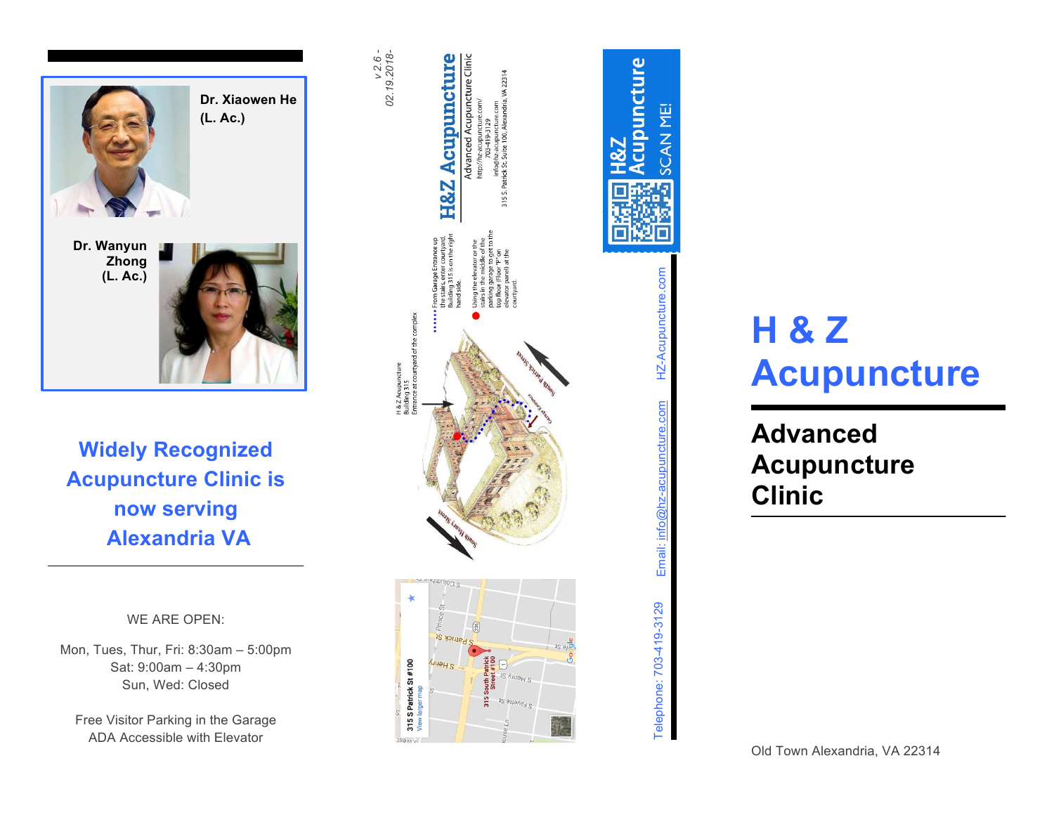Dr. Xiaowen He
(L. Ac.)

Dr. Wanyun Zhong
(L. Ac.)

## Widely Recognized Acupuncture Clinic is now serving Alexandria VA

WE ARE OPEN:

Mon, Tues, Thur, Fri: 8:30am – 5:00pm
Sat: 9:00am – 4:30pm
Sun, Wed: Closed

Free Visitor Parking in the Garage
ADA Accessible with Elevator

v 2.6 - 02.19.2018-

**H&Z Acupuncture**
Advanced Acupuncture Clinic
http://hz-acupuncture.com/
703-419-3129
info@hz-acupuncture.com
315 S. Patrick St. Suite 100, Alexandria, VA 22314

H & Z Acupuncture
Building 315
Entrance at courtyard of the complex

From Garage Entrance up the stairs, enter courtyard. Building 315 is on the right hand side.

Using the elevator or the stairs in the middle of the parking garage to get to the top floor (Floor "P" on elevator panel) at the courtyard.

South Patrick Street
South Henry Street
Garage Entrance

315 S Patrick St #100
View larger map

315 South Patrick Street #100

**H&Z Acupuncture**
SCAN ME!

Telephone: 703-419-3129
Email: info@hz-acupuncture.com
HZ-Acupuncture.com

# H & Z Acupuncture

## Advanced Acupuncture Clinic

Old Town Alexandria, VA 22314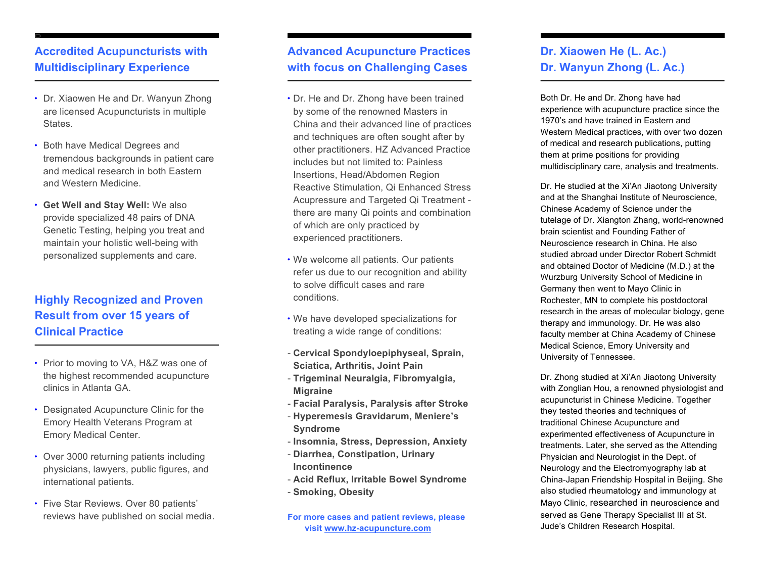## Accredited Acupuncturists with Multidisciplinary Experience

- Dr. Xiaowen He and Dr. Wanyun Zhong are licensed Acupuncturists in multiple States.
- Both have Medical Degrees and tremendous backgrounds in patient care and medical research in both Eastern and Western Medicine.
- **Get Well and Stay Well:** We also provide specialized 48 pairs of DNA Genetic Testing, helping you treat and maintain your holistic well-being with personalized supplements and care.

## Highly Recognized and Proven Result from over 15 years of Clinical Practice

- Prior to moving to VA, H&Z was one of the highest recommended acupuncture clinics in Atlanta GA.
- Designated Acupuncture Clinic for the Emory Health Veterans Program at Emory Medical Center.
- Over 3000 returning patients including physicians, lawyers, public figures, and international patients.
- Five Star Reviews. Over 80 patients' reviews have published on social media.

## Advanced Acupuncture Practices with focus on Challenging Cases

- Dr. He and Dr. Zhong have been trained by some of the renowned Masters in China and their advanced line of practices and techniques are often sought after by other practitioners. HZ Advanced Practice includes but not limited to: Painless Insertions, Head/Abdomen Region Reactive Stimulation, Qi Enhanced Stress Acupressure and Targeted Qi Treatment - there are many Qi points and combination of which are only practiced by experienced practitioners.
- We welcome all patients. Our patients refer us due to our recognition and ability to solve difficult cases and rare conditions.
- We have developed specializations for treating a wide range of conditions:

- **Cervical Spondyloepiphyseal, Sprain, Sciatica, Arthritis, Joint Pain**
- **Trigeminal Neuralgia, Fibromyalgia, Migraine**
- **Facial Paralysis, Paralysis after Stroke**
- **Hyperemesis Gravidarum, Meniere's Syndrome**
- **Insomnia, Stress, Depression, Anxiety**
- **Diarrhea, Constipation, Urinary Incontinence**
- **Acid Reflux, Irritable Bowel Syndrome**
- **Smoking, Obesity**

**For more cases and patient reviews, please visit www.hz-acupuncture.com**

## Dr. Xiaowen He (L. Ac.)
## Dr. Wanyun Zhong (L. Ac.)

Both Dr. He and Dr. Zhong have had experience with acupuncture practice since the 1970's and have trained in Eastern and Western Medical practices, with over two dozen of medical and research publications, putting them at prime positions for providing multidisciplinary care, analysis and treatments.

Dr. He studied at the Xi'An Jiaotong University and at the Shanghai Institute of Neuroscience, Chinese Academy of Science under the tutelage of Dr. Xiangton Zhang, world-renowned brain scientist and Founding Father of Neuroscience research in China. He also studied abroad under Director Robert Schmidt and obtained Doctor of Medicine (M.D.) at the Wurzburg University School of Medicine in Germany then went to Mayo Clinic in Rochester, MN to complete his postdoctoral research in the areas of molecular biology, gene therapy and immunology. Dr. He was also faculty member at China Academy of Chinese Medical Science, Emory University and University of Tennessee.

Dr. Zhong studied at Xi'An Jiaotong University with Zonglian Hou, a renowned physiologist and acupuncturist in Chinese Medicine. Together they tested theories and techniques of traditional Chinese Acupuncture and experimented effectiveness of Acupuncture in treatments. Later, she served as the Attending Physician and Neurologist in the Dept. of Neurology and the Electromyography lab at China-Japan Friendship Hospital in Beijing. She also studied rheumatology and immunology at Mayo Clinic, researched in neuroscience and served as Gene Therapy Specialist III at St. Jude's Children Research Hospital.